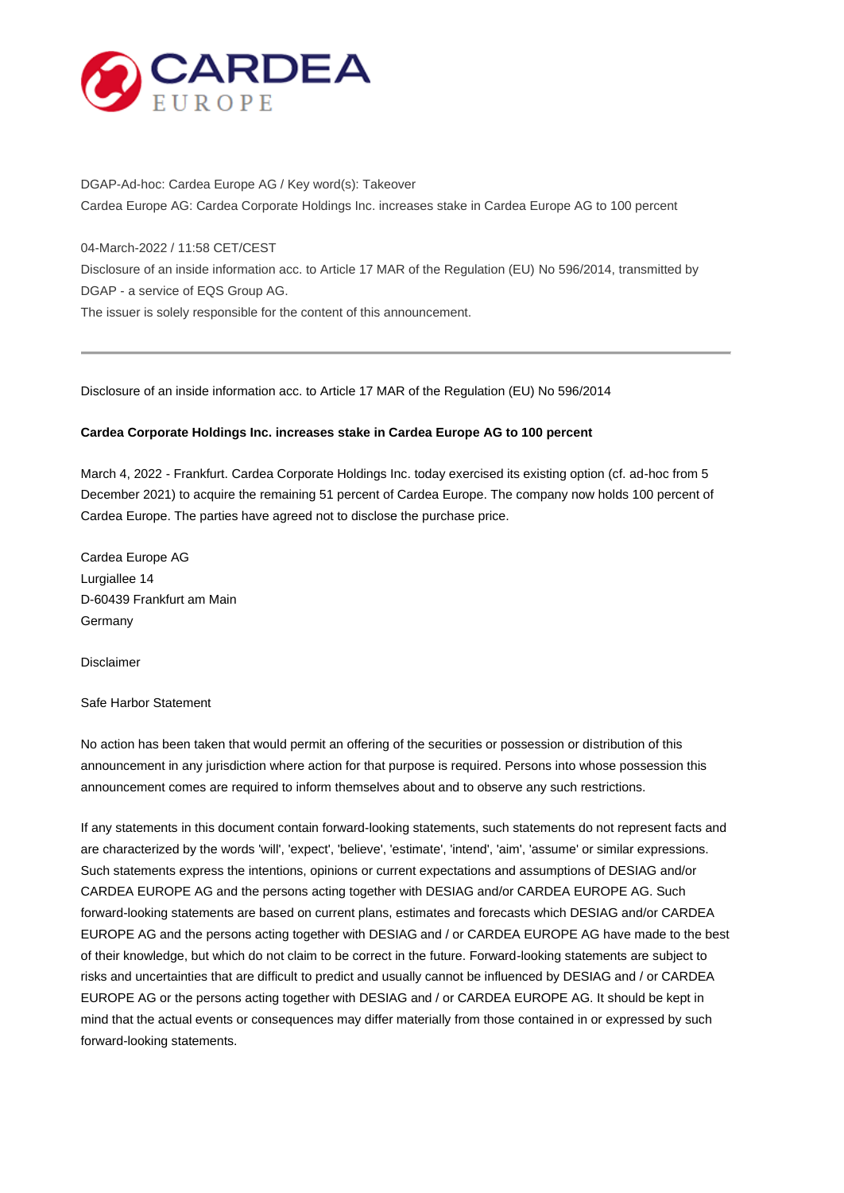DGAP-Ad-hoc: Cardea Europe AG / Key word(s): Takeover
Cardea Europe AG: Cardea Corporate Holdings Inc. increases stake in Cardea Europe AG to 100 percent

04-March-2022 / 11:58 CET/CEST
Disclosure of an inside information acc. to Article 17 MAR of the Regulation (EU) No 596/2014, transmitted by DGAP - a service of EQS Group AG.
The issuer is solely responsible for the content of this announcement.

---

Disclosure of an inside information acc. to Article 17 MAR of the Regulation (EU) No 596/2014

**Cardea Corporate Holdings Inc. increases stake in Cardea Europe AG to 100 percent**

March 4, 2022 - Frankfurt. Cardea Corporate Holdings Inc. today exercised its existing option (cf. ad-hoc from 5 December 2021) to acquire the remaining 51 percent of Cardea Europe. The company now holds 100 percent of Cardea Europe. The parties have agreed not to disclose the purchase price.

Cardea Europe AG
Lurgiallee 14
D-60439 Frankfurt am Main
Germany

Disclaimer

Safe Harbor Statement

No action has been taken that would permit an offering of the securities or possession or distribution of this announcement in any jurisdiction where action for that purpose is required. Persons into whose possession this announcement comes are required to inform themselves about and to observe any such restrictions.

If any statements in this document contain forward-looking statements, such statements do not represent facts and are characterized by the words 'will', 'expect', 'believe', 'estimate', 'intend', 'aim', 'assume' or similar expressions. Such statements express the intentions, opinions or current expectations and assumptions of DESIAG and/or CARDEA EUROPE AG and the persons acting together with DESIAG and/or CARDEA EUROPE AG. Such forward-looking statements are based on current plans, estimates and forecasts which DESIAG and/or CARDEA EUROPE AG and the persons acting together with DESIAG and / or CARDEA EUROPE AG have made to the best of their knowledge, but which do not claim to be correct in the future. Forward-looking statements are subject to risks and uncertainties that are difficult to predict and usually cannot be influenced by DESIAG and / or CARDEA EUROPE AG or the persons acting together with DESIAG and / or CARDEA EUROPE AG. It should be kept in mind that the actual events or consequences may differ materially from those contained in or expressed by such forward-looking statements.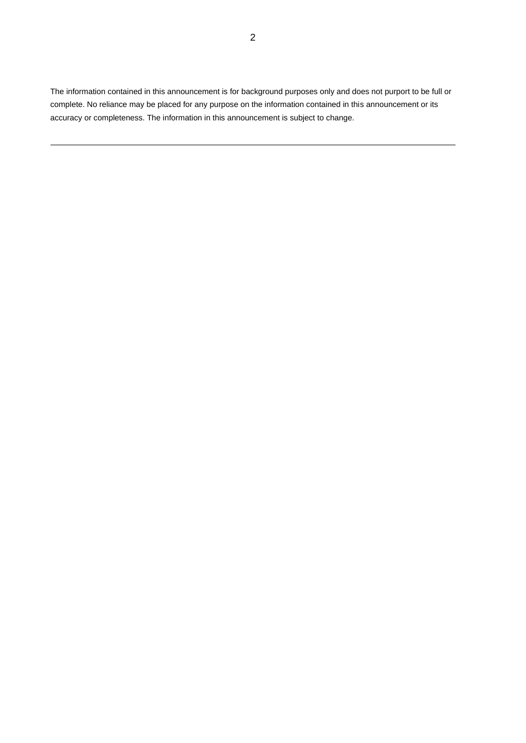The information contained in this announcement is for background purposes only and does not purport to be full or complete. No reliance may be placed for any purpose on the information contained in this announcement or its accuracy or completeness. The information in this announcement is subject to change.

---